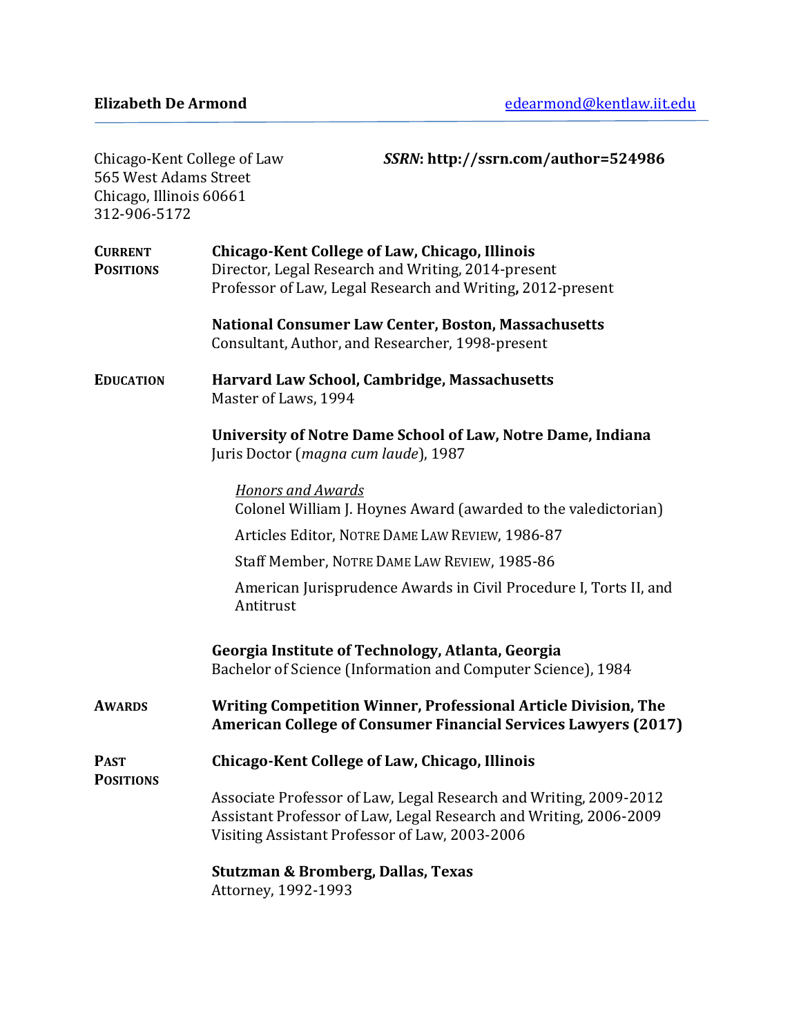**Elizabeth De Armond** edearmond@kentlaw.iit.edu

---

Chicago-Kent College of Law
565 West Adams Street
Chicago, Illinois 60661
312-906-5172

***SSRN*: http://ssrn.com/author=524986**

## CURRENT POSITIONS

**Chicago-Kent College of Law, Chicago, Illinois**
Director, Legal Research and Writing, 2014-present
Professor of Law, Legal Research and Writing**,** 2012-present

**National Consumer Law Center, Boston, Massachusetts**
Consultant, Author, and Researcher, 1998-present

## EDUCATION

**Harvard Law School, Cambridge, Massachusetts**
Master of Laws, 1994

**University of Notre Dame School of Law, Notre Dame, Indiana**
Juris Doctor (*magna cum laude*), 1987

*Honors and Awards*

Colonel William J. Hoynes Award (awarded to the valedictorian)

Articles Editor, NOTRE DAME LAW REVIEW, 1986-87

Staff Member, NOTRE DAME LAW REVIEW, 1985-86

American Jurisprudence Awards in Civil Procedure I, Torts II, and Antitrust

**Georgia Institute of Technology, Atlanta, Georgia**
Bachelor of Science (Information and Computer Science), 1984

## AWARDS

**Writing Competition Winner, Professional Article Division, The American College of Consumer Financial Services Lawyers (2017)**

## PAST POSITIONS

**Chicago-Kent College of Law, Chicago, Illinois**

Associate Professor of Law, Legal Research and Writing, 2009-2012
Assistant Professor of Law, Legal Research and Writing, 2006-2009
Visiting Assistant Professor of Law, 2003-2006

**Stutzman & Bromberg, Dallas, Texas**
Attorney, 1992-1993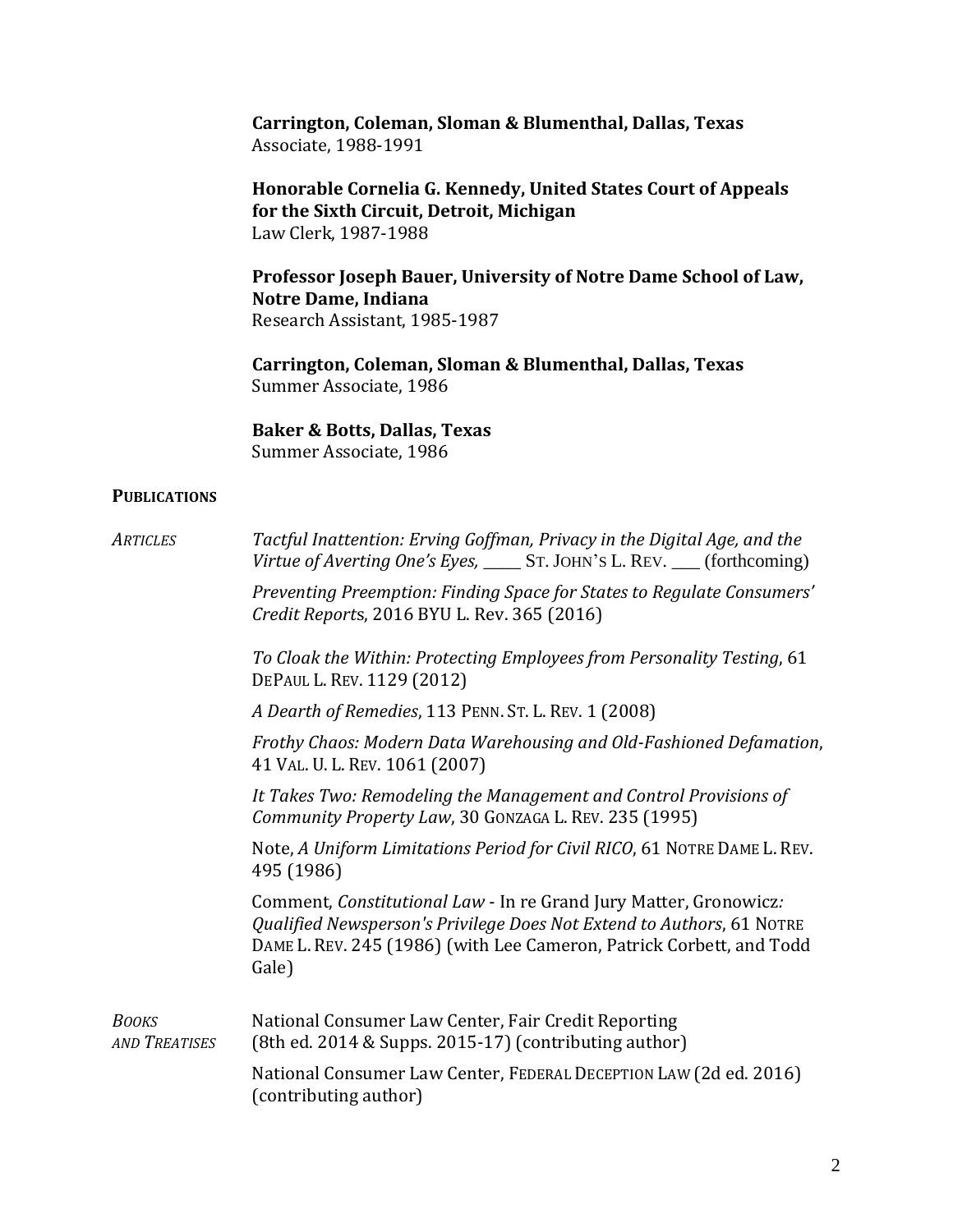**Carrington, Coleman, Sloman & Blumenthal, Dallas, Texas**
Associate, 1988-1991

**Honorable Cornelia G. Kennedy, United States Court of Appeals for the Sixth Circuit, Detroit, Michigan**
Law Clerk, 1987-1988

**Professor Joseph Bauer, University of Notre Dame School of Law, Notre Dame, Indiana**
Research Assistant, 1985-1987

**Carrington, Coleman, Sloman & Blumenthal, Dallas, Texas**
Summer Associate, 1986

**Baker & Botts, Dallas, Texas**
Summer Associate, 1986

## PUBLICATIONS

*ARTICLES*

*Tactful Inattention: Erving Goffman, Privacy in the Digital Age, and the Virtue of Averting One's Eyes,* _____ ST. JOHN'S L. REV. ____ (forthcoming)

*Preventing Preemption: Finding Space for States to Regulate Consumers' Credit Reports*, 2016 BYU L. Rev. 365 (2016)

*To Cloak the Within: Protecting Employees from Personality Testing*, 61 DEPAUL L. REV. 1129 (2012)

*A Dearth of Remedies*, 113 PENN. ST. L. REV. 1 (2008)

*Frothy Chaos: Modern Data Warehousing and Old-Fashioned Defamation*, 41 VAL. U. L. REV. 1061 (2007)

*It Takes Two: Remodeling the Management and Control Provisions of Community Property Law*, 30 GONZAGA L. REV. 235 (1995)

Note, *A Uniform Limitations Period for Civil RICO*, 61 NOTRE DAME L. REV. 495 (1986)

Comment, *Constitutional Law* - In re Grand Jury Matter, Gronowicz*: Qualified Newsperson's Privilege Does Not Extend to Authors*, 61 NOTRE DAME L. REV. 245 (1986) (with Lee Cameron, Patrick Corbett, and Todd Gale)

*BOOKS AND TREATISES*

National Consumer Law Center, Fair Credit Reporting (8th ed. 2014 & Supps. 2015-17) (contributing author)

National Consumer Law Center, FEDERAL DECEPTION LAW (2d ed. 2016) (contributing author)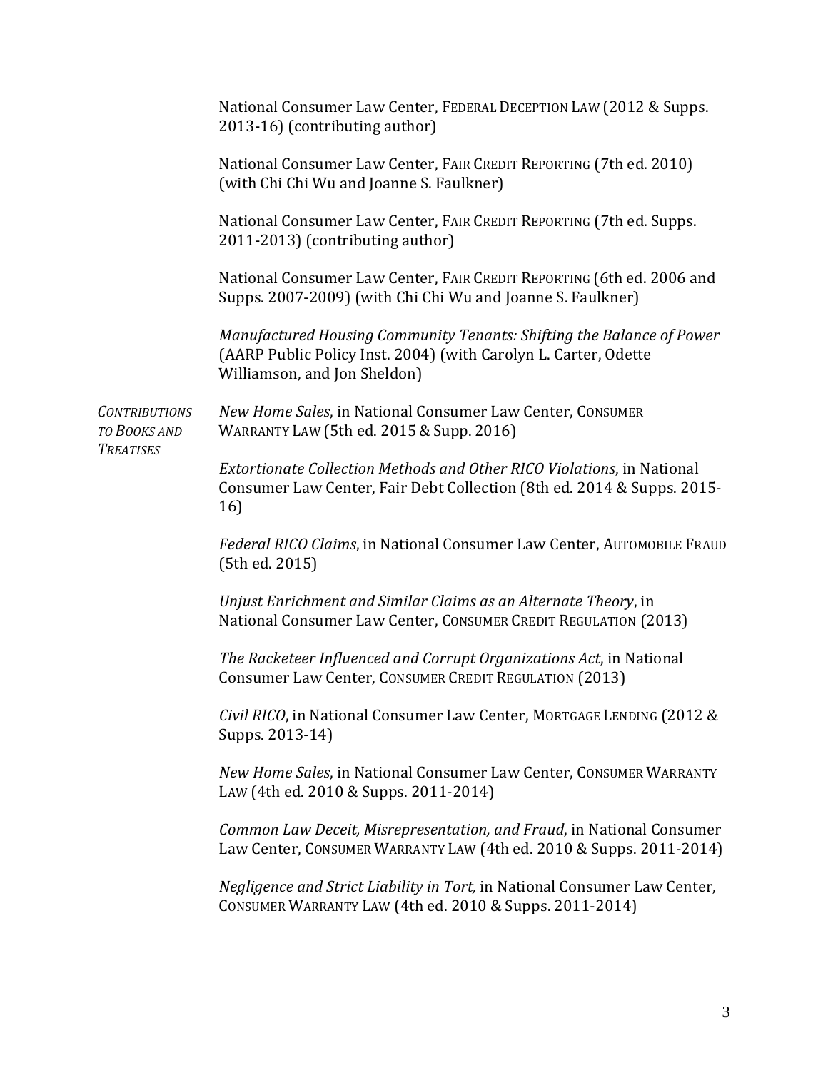National Consumer Law Center, FEDERAL DECEPTION LAW (2012 & Supps. 2013-16) (contributing author)

National Consumer Law Center, FAIR CREDIT REPORTING (7th ed. 2010) (with Chi Chi Wu and Joanne S. Faulkner)

National Consumer Law Center, FAIR CREDIT REPORTING (7th ed. Supps. 2011-2013) (contributing author)

National Consumer Law Center, FAIR CREDIT REPORTING (6th ed. 2006 and Supps. 2007-2009) (with Chi Chi Wu and Joanne S. Faulkner)

*Manufactured Housing Community Tenants: Shifting the Balance of Power* (AARP Public Policy Inst. 2004) (with Carolyn L. Carter, Odette Williamson, and Jon Sheldon)

*CONTRIBUTIONS TO BOOKS AND TREATISES*

*New Home Sales*, in National Consumer Law Center, CONSUMER WARRANTY LAW (5th ed. 2015 & Supp. 2016)

*Extortionate Collection Methods and Other RICO Violations*, in National Consumer Law Center, Fair Debt Collection (8th ed. 2014 & Supps. 2015-16)

*Federal RICO Claims*, in National Consumer Law Center, AUTOMOBILE FRAUD (5th ed. 2015)

*Unjust Enrichment and Similar Claims as an Alternate Theory*, in National Consumer Law Center, CONSUMER CREDIT REGULATION (2013)

*The Racketeer Influenced and Corrupt Organizations Act*, in National Consumer Law Center, CONSUMER CREDIT REGULATION (2013)

*Civil RICO*, in National Consumer Law Center, MORTGAGE LENDING (2012 & Supps. 2013-14)

*New Home Sales*, in National Consumer Law Center, CONSUMER WARRANTY LAW (4th ed. 2010 & Supps. 2011-2014)

*Common Law Deceit, Misrepresentation, and Fraud*, in National Consumer Law Center, CONSUMER WARRANTY LAW (4th ed. 2010 & Supps. 2011-2014)

*Negligence and Strict Liability in Tort,* in National Consumer Law Center, CONSUMER WARRANTY LAW (4th ed. 2010 & Supps. 2011-2014)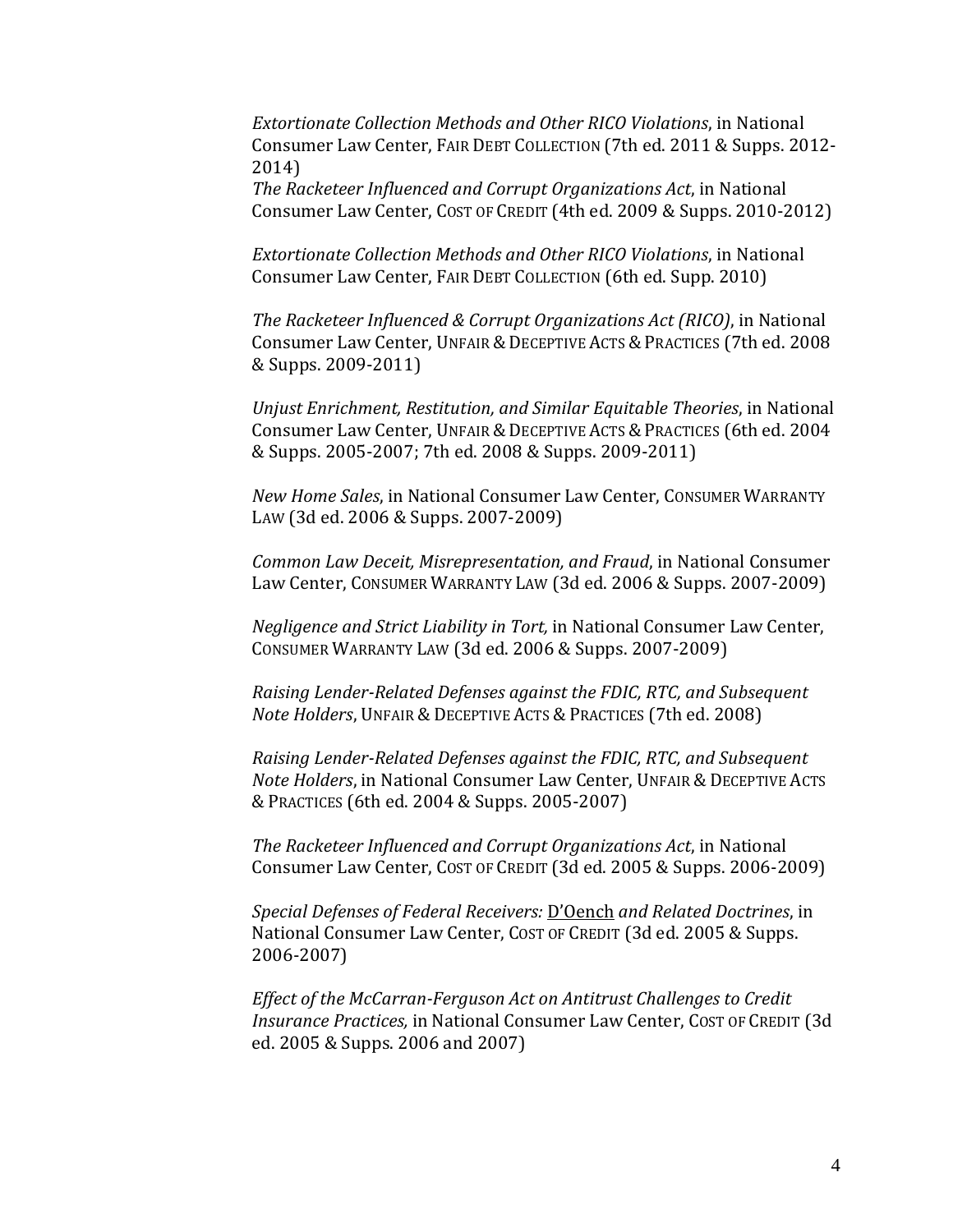*Extortionate Collection Methods and Other RICO Violations*, in National Consumer Law Center, FAIR DEBT COLLECTION (7th ed. 2011 & Supps. 2012-2014)
*The Racketeer Influenced and Corrupt Organizations Act*, in National Consumer Law Center, COST OF CREDIT (4th ed. 2009 & Supps. 2010-2012)

*Extortionate Collection Methods and Other RICO Violations*, in National Consumer Law Center, FAIR DEBT COLLECTION (6th ed. Supp. 2010)

*The Racketeer Influenced & Corrupt Organizations Act (RICO)*, in National Consumer Law Center, UNFAIR & DECEPTIVE ACTS & PRACTICES (7th ed. 2008 & Supps. 2009-2011)

*Unjust Enrichment, Restitution, and Similar Equitable Theories*, in National Consumer Law Center, UNFAIR & DECEPTIVE ACTS & PRACTICES (6th ed. 2004 & Supps. 2005-2007; 7th ed. 2008 & Supps. 2009-2011)

*New Home Sales*, in National Consumer Law Center, CONSUMER WARRANTY LAW (3d ed. 2006 & Supps. 2007-2009)

*Common Law Deceit, Misrepresentation, and Fraud*, in National Consumer Law Center, CONSUMER WARRANTY LAW (3d ed. 2006 & Supps. 2007-2009)

*Negligence and Strict Liability in Tort,* in National Consumer Law Center, CONSUMER WARRANTY LAW (3d ed. 2006 & Supps. 2007-2009)

*Raising Lender-Related Defenses against the FDIC, RTC, and Subsequent Note Holders*, UNFAIR & DECEPTIVE ACTS & PRACTICES (7th ed. 2008)

*Raising Lender-Related Defenses against the FDIC, RTC, and Subsequent Note Holders*, in National Consumer Law Center, UNFAIR & DECEPTIVE ACTS & PRACTICES (6th ed. 2004 & Supps. 2005-2007)

*The Racketeer Influenced and Corrupt Organizations Act*, in National Consumer Law Center, COST OF CREDIT (3d ed. 2005 & Supps. 2006-2009)

*Special Defenses of Federal Receivers:* D'Oench *and Related Doctrines*, in National Consumer Law Center, COST OF CREDIT (3d ed. 2005 & Supps. 2006-2007)

*Effect of the McCarran-Ferguson Act on Antitrust Challenges to Credit Insurance Practices,* in National Consumer Law Center, COST OF CREDIT (3d ed. 2005 & Supps. 2006 and 2007)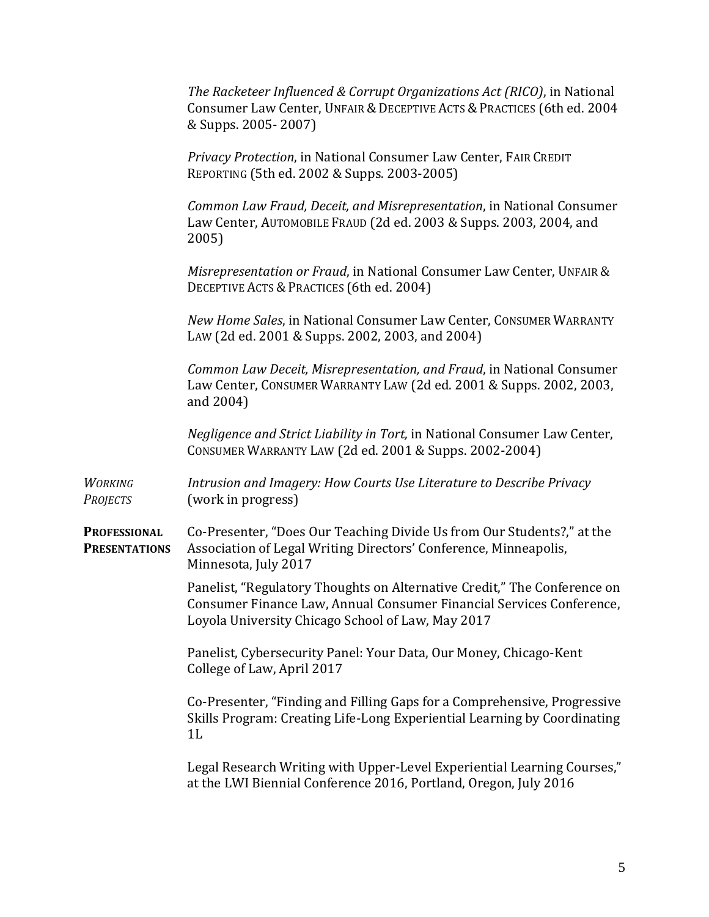*The Racketeer Influenced & Corrupt Organizations Act (RICO)*, in National Consumer Law Center, UNFAIR & DECEPTIVE ACTS & PRACTICES (6th ed. 2004 & Supps. 2005- 2007)

*Privacy Protection*, in National Consumer Law Center, FAIR CREDIT REPORTING (5th ed. 2002 & Supps. 2003-2005)

*Common Law Fraud, Deceit, and Misrepresentation*, in National Consumer Law Center, AUTOMOBILE FRAUD (2d ed. 2003 & Supps. 2003, 2004, and 2005)

*Misrepresentation or Fraud*, in National Consumer Law Center, UNFAIR & DECEPTIVE ACTS & PRACTICES (6th ed. 2004)

*New Home Sales*, in National Consumer Law Center, CONSUMER WARRANTY LAW (2d ed. 2001 & Supps. 2002, 2003, and 2004)

*Common Law Deceit, Misrepresentation, and Fraud*, in National Consumer Law Center, CONSUMER WARRANTY LAW (2d ed. 2001 & Supps. 2002, 2003, and 2004)

*Negligence and Strict Liability in Tort,* in National Consumer Law Center, CONSUMER WARRANTY LAW (2d ed. 2001 & Supps. 2002-2004)

*WORKING PROJECTS*

*Intrusion and Imagery: How Courts Use Literature to Describe Privacy* (work in progress)

**PROFESSIONAL PRESENTATIONS**

Co-Presenter, "Does Our Teaching Divide Us from Our Students?," at the Association of Legal Writing Directors' Conference, Minneapolis, Minnesota, July 2017

Panelist, "Regulatory Thoughts on Alternative Credit," The Conference on Consumer Finance Law, Annual Consumer Financial Services Conference, Loyola University Chicago School of Law, May 2017

Panelist, Cybersecurity Panel: Your Data, Our Money, Chicago-Kent College of Law, April 2017

Co-Presenter, "Finding and Filling Gaps for a Comprehensive, Progressive Skills Program: Creating Life-Long Experiential Learning by Coordinating 1L

Legal Research Writing with Upper-Level Experiential Learning Courses," at the LWI Biennial Conference 2016, Portland, Oregon, July 2016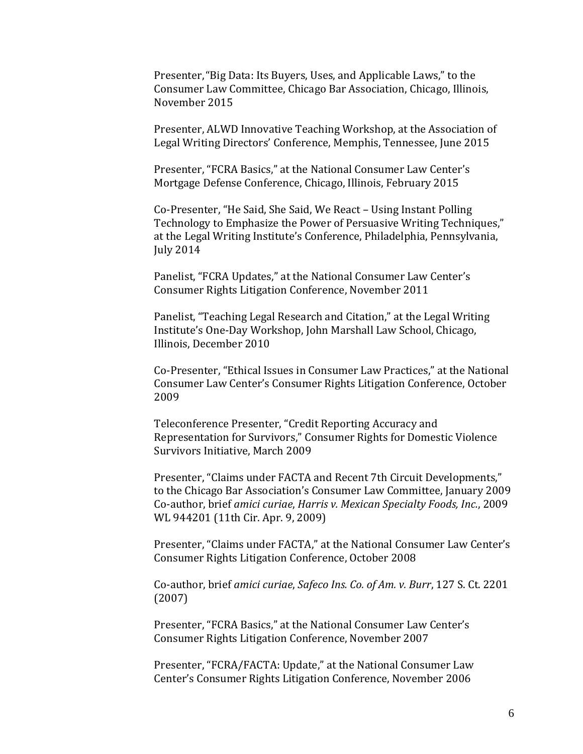Presenter, "Big Data: Its Buyers, Uses, and Applicable Laws," to the Consumer Law Committee, Chicago Bar Association, Chicago, Illinois, November 2015

Presenter, ALWD Innovative Teaching Workshop, at the Association of Legal Writing Directors' Conference, Memphis, Tennessee, June 2015

Presenter, "FCRA Basics," at the National Consumer Law Center's Mortgage Defense Conference, Chicago, Illinois, February 2015

Co-Presenter, "He Said, She Said, We React – Using Instant Polling Technology to Emphasize the Power of Persuasive Writing Techniques," at the Legal Writing Institute's Conference, Philadelphia, Pennsylvania, July 2014

Panelist, "FCRA Updates," at the National Consumer Law Center's Consumer Rights Litigation Conference, November 2011

Panelist, "Teaching Legal Research and Citation," at the Legal Writing Institute's One-Day Workshop, John Marshall Law School, Chicago, Illinois, December 2010

Co-Presenter, "Ethical Issues in Consumer Law Practices," at the National Consumer Law Center's Consumer Rights Litigation Conference, October 2009

Teleconference Presenter, "Credit Reporting Accuracy and Representation for Survivors," Consumer Rights for Domestic Violence Survivors Initiative, March 2009

Presenter, "Claims under FACTA and Recent 7th Circuit Developments," to the Chicago Bar Association's Consumer Law Committee, January 2009
Co-author, brief *amici curiae*, *Harris v. Mexican Specialty Foods, Inc.*, 2009 WL 944201 (11th Cir. Apr. 9, 2009)

Presenter, "Claims under FACTA," at the National Consumer Law Center's Consumer Rights Litigation Conference, October 2008

Co-author, brief *amici curiae*, *Safeco Ins. Co. of Am. v. Burr*, 127 S. Ct. 2201 (2007)

Presenter, "FCRA Basics," at the National Consumer Law Center's Consumer Rights Litigation Conference, November 2007

Presenter, "FCRA/FACTA: Update," at the National Consumer Law Center's Consumer Rights Litigation Conference, November 2006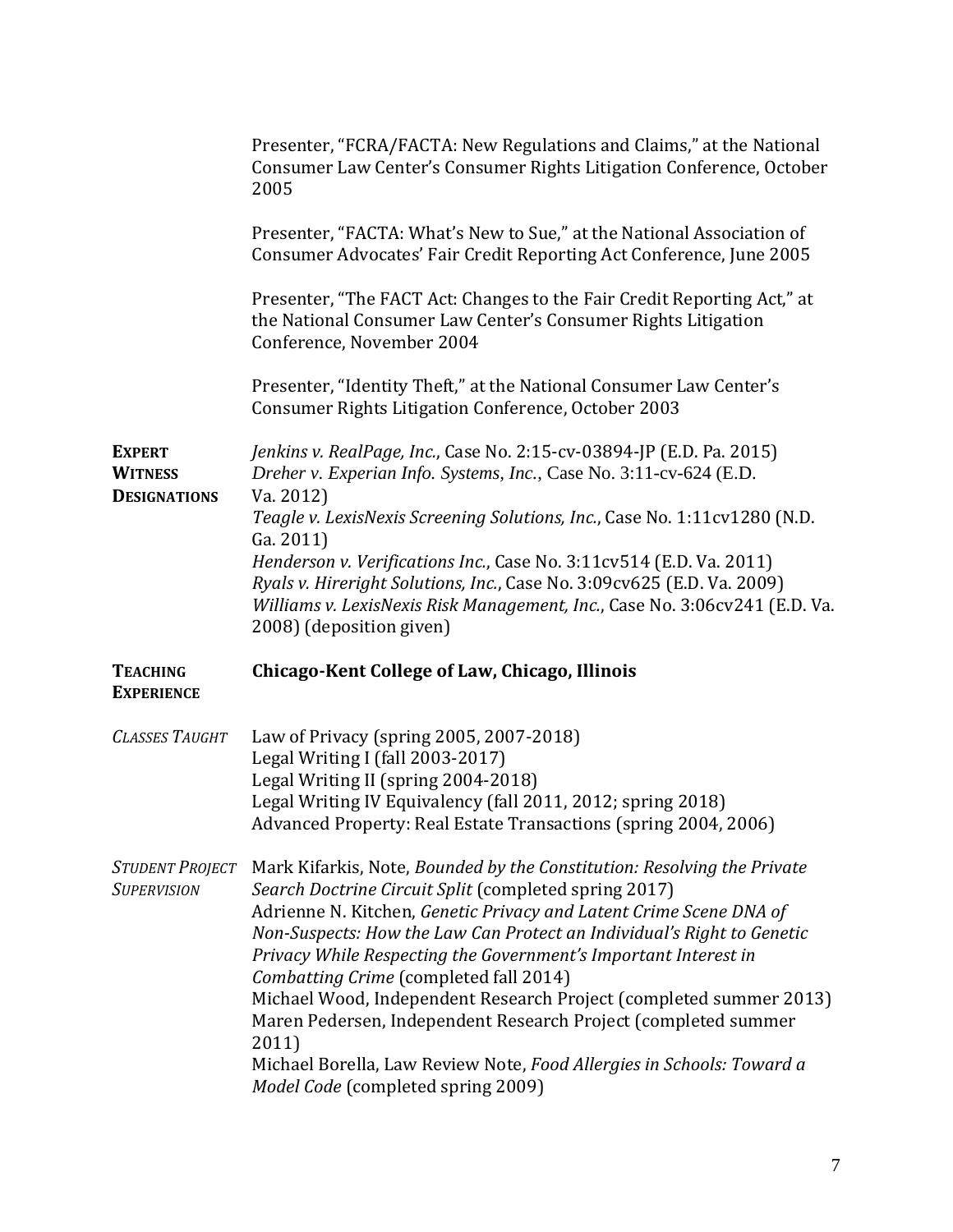Presenter, "FCRA/FACTA: New Regulations and Claims," at the National Consumer Law Center's Consumer Rights Litigation Conference, October 2005

Presenter, "FACTA: What's New to Sue," at the National Association of Consumer Advocates' Fair Credit Reporting Act Conference, June 2005

Presenter, "The FACT Act: Changes to the Fair Credit Reporting Act," at the National Consumer Law Center's Consumer Rights Litigation Conference, November 2004

Presenter, "Identity Theft," at the National Consumer Law Center's Consumer Rights Litigation Conference, October 2003

**EXPERT WITNESS DESIGNATIONS**

*Jenkins v. RealPage, Inc.*, Case No. 2:15-cv-03894-JP (E.D. Pa. 2015)
*Dreher v. Experian Info. Systems, Inc.*, Case No. 3:11-cv-624 (E.D. Va. 2012)
*Teagle v. LexisNexis Screening Solutions, Inc.*, Case No. 1:11cv1280 (N.D. Ga. 2011)
*Henderson v. Verifications Inc.*, Case No. 3:11cv514 (E.D. Va. 2011)
*Ryals v. Hireright Solutions, Inc.*, Case No. 3:09cv625 (E.D. Va. 2009)
*Williams v. LexisNexis Risk Management, Inc.*, Case No. 3:06cv241 (E.D. Va. 2008) (deposition given)

**TEACHING EXPERIENCE**

**Chicago-Kent College of Law, Chicago, Illinois**

*CLASSES TAUGHT*

Law of Privacy (spring 2005, 2007-2018)
Legal Writing I (fall 2003-2017)
Legal Writing II (spring 2004-2018)
Legal Writing IV Equivalency (fall 2011, 2012; spring 2018)
Advanced Property: Real Estate Transactions (spring 2004, 2006)

*STUDENT PROJECT SUPERVISION*

Mark Kifarkis, Note, *Bounded by the Constitution: Resolving the Private Search Doctrine Circuit Split* (completed spring 2017)
Adrienne N. Kitchen, *Genetic Privacy and Latent Crime Scene DNA of Non-Suspects: How the Law Can Protect an Individual's Right to Genetic Privacy While Respecting the Government's Important Interest in Combatting Crime* (completed fall 2014)
Michael Wood, Independent Research Project (completed summer 2013)
Maren Pedersen, Independent Research Project (completed summer 2011)
Michael Borella, Law Review Note, *Food Allergies in Schools: Toward a Model Code* (completed spring 2009)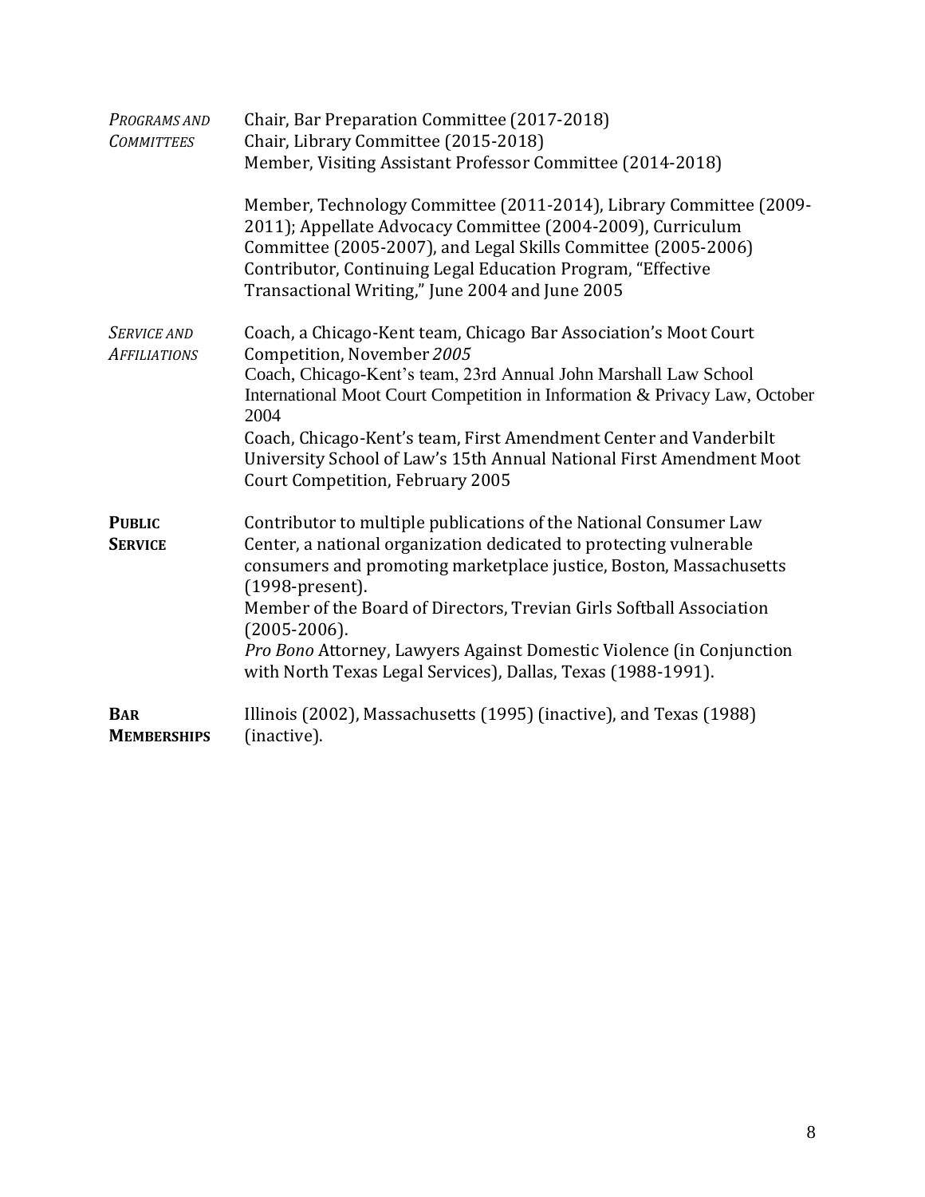*PROGRAMS AND COMMITTEES*

Chair, Bar Preparation Committee (2017-2018)
Chair, Library Committee (2015-2018)
Member, Visiting Assistant Professor Committee (2014-2018)

Member, Technology Committee (2011-2014), Library Committee (2009-2011); Appellate Advocacy Committee (2004-2009), Curriculum Committee (2005-2007), and Legal Skills Committee (2005-2006)
Contributor, Continuing Legal Education Program, "Effective Transactional Writing," June 2004 and June 2005

*SERVICE AND AFFILIATIONS*

Coach, a Chicago-Kent team, Chicago Bar Association's Moot Court Competition, November *2005*
Coach, Chicago-Kent's team, 23rd Annual John Marshall Law School International Moot Court Competition in Information & Privacy Law, October 2004
Coach, Chicago-Kent's team, First Amendment Center and Vanderbilt University School of Law's 15th Annual National First Amendment Moot Court Competition, February 2005

**PUBLIC SERVICE**

Contributor to multiple publications of the National Consumer Law Center, a national organization dedicated to protecting vulnerable consumers and promoting marketplace justice, Boston, Massachusetts (1998-present).
Member of the Board of Directors, Trevian Girls Softball Association (2005-2006).
*Pro Bono* Attorney, Lawyers Against Domestic Violence (in Conjunction with North Texas Legal Services), Dallas, Texas (1988-1991).

**BAR MEMBERSHIPS**

Illinois (2002), Massachusetts (1995) (inactive), and Texas (1988) (inactive).